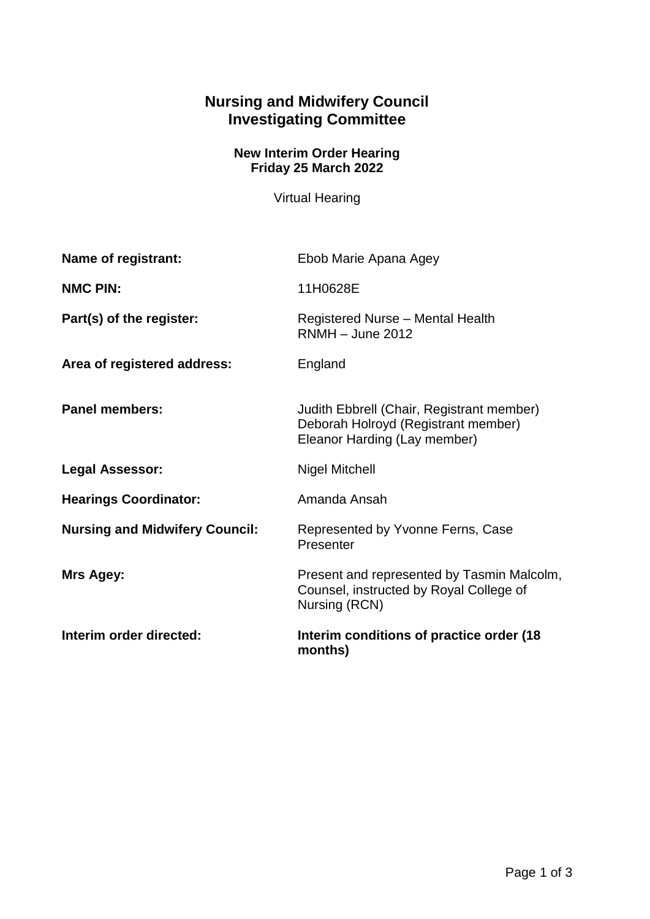# Nursing and Midwifery Council
# Investigating Committee

### New Interim Order Hearing
### Friday 25 March 2022

Virtual Hearing

| | |
|---|---|
| **Name of registrant:** | Ebob Marie Apana Agey |
| **NMC PIN:** | 11H0628E |
| **Part(s) of the register:** | Registered Nurse – Mental Health<br>RNMH – June 2012 |
| **Area of registered address:** | England |
| **Panel members:** | Judith Ebbrell (Chair, Registrant member)<br>Deborah Holroyd (Registrant member)<br>Eleanor Harding (Lay member) |
| **Legal Assessor:** | Nigel Mitchell |
| **Hearings Coordinator:** | Amanda Ansah |
| **Nursing and Midwifery Council:** | Represented by Yvonne Ferns, Case Presenter |
| **Mrs Agey:** | Present and represented by Tasmin Malcolm, Counsel, instructed by Royal College of Nursing (RCN) |
| **Interim order directed:** | **Interim conditions of practice order (18 months)** |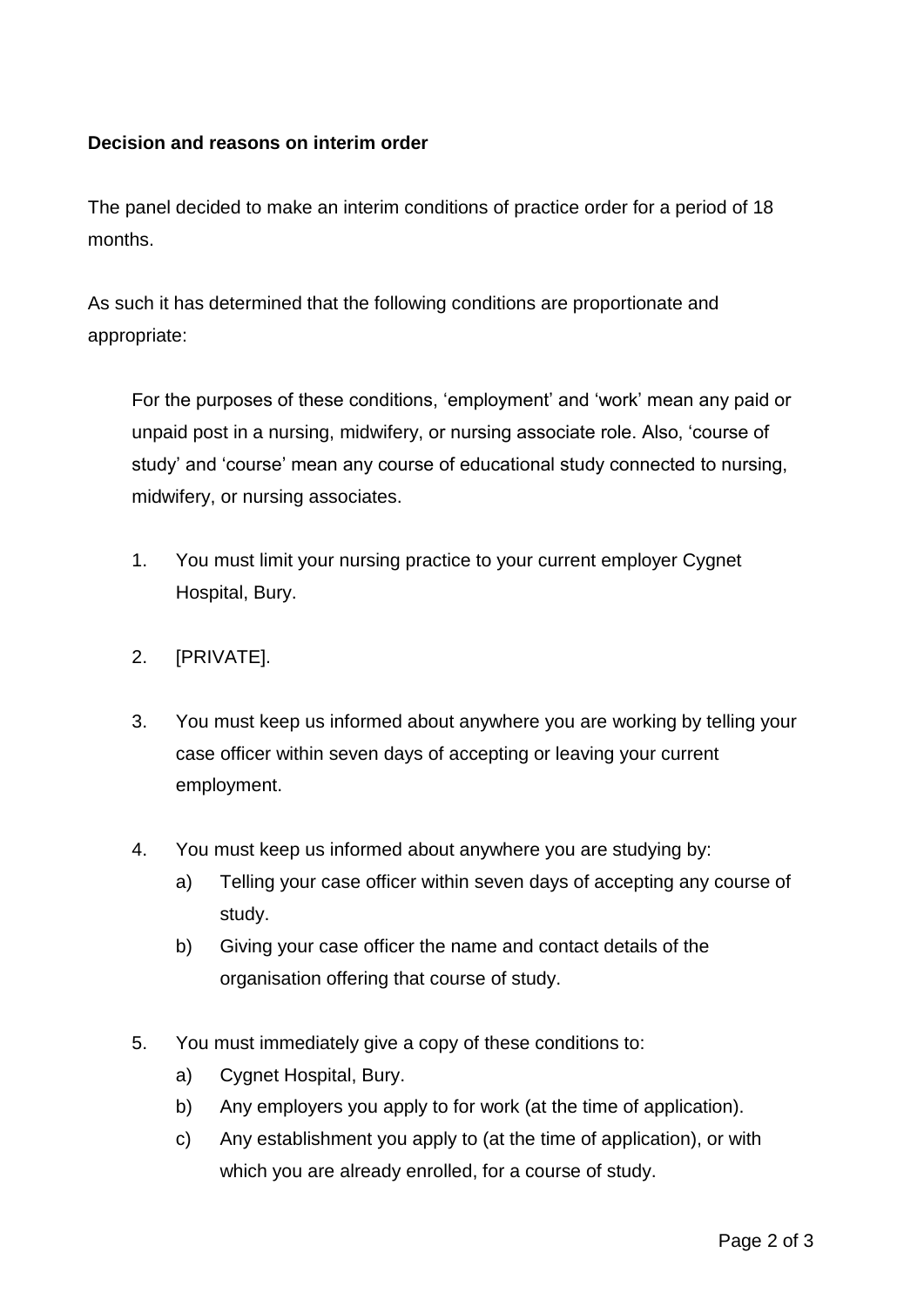**Decision and reasons on interim order**

The panel decided to make an interim conditions of practice order for a period of 18 months.

As such it has determined that the following conditions are proportionate and appropriate:

> For the purposes of these conditions, 'employment' and 'work' mean any paid or unpaid post in a nursing, midwifery, or nursing associate role. Also, 'course of study' and 'course' mean any course of educational study connected to nursing, midwifery, or nursing associates.

1. You must limit your nursing practice to your current employer Cygnet Hospital, Bury.

2. [PRIVATE].

3. You must keep us informed about anywhere you are working by telling your case officer within seven days of accepting or leaving your current employment.

4. You must keep us informed about anywhere you are studying by:
   a) Telling your case officer within seven days of accepting any course of study.
   b) Giving your case officer the name and contact details of the organisation offering that course of study.

5. You must immediately give a copy of these conditions to:
   a) Cygnet Hospital, Bury.
   b) Any employers you apply to for work (at the time of application).
   c) Any establishment you apply to (at the time of application), or with which you are already enrolled, for a course of study.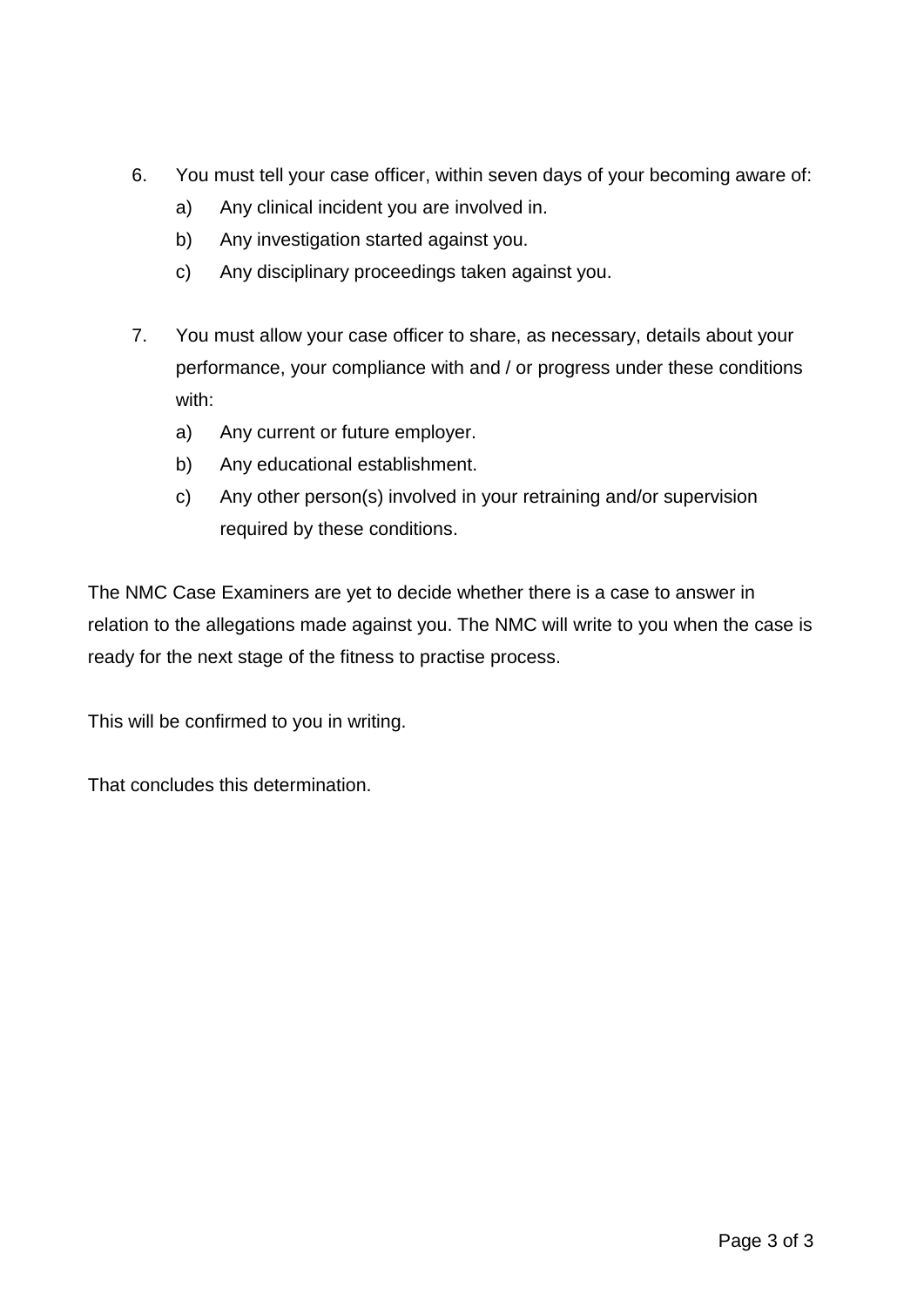6. You must tell your case officer, within seven days of your becoming aware of:
   a) Any clinical incident you are involved in.
   b) Any investigation started against you.
   c) Any disciplinary proceedings taken against you.

7. You must allow your case officer to share, as necessary, details about your performance, your compliance with and / or progress under these conditions with:
   a) Any current or future employer.
   b) Any educational establishment.
   c) Any other person(s) involved in your retraining and/or supervision required by these conditions.

The NMC Case Examiners are yet to decide whether there is a case to answer in relation to the allegations made against you. The NMC will write to you when the case is ready for the next stage of the fitness to practise process.

This will be confirmed to you in writing.

That concludes this determination.